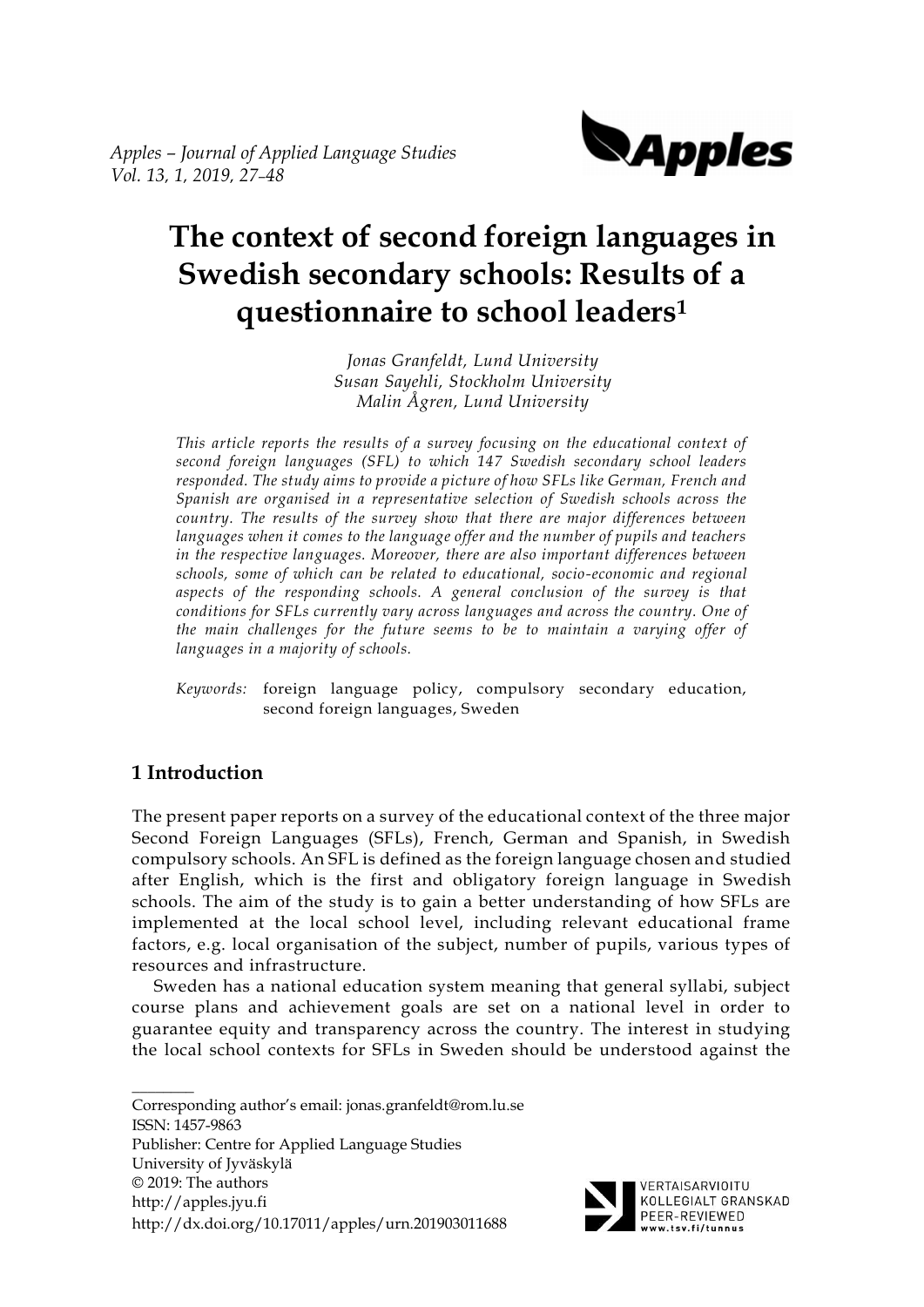Apples – Journal of Applied Language Studies
Vol. 13, 1, 2019, 27–48

# The context of second foreign languages in Swedish secondary schools: Results of a questionnaire to school leaders[1]

*Jonas Granfeldt, Lund University*
*Susan Sayehli, Stockholm University*
*Malin Ågren, Lund University*

*This article reports the results of a survey focusing on the educational context of second foreign languages (SFL) to which 147 Swedish secondary school leaders responded. The study aims to provide a picture of how SFLs like German, French and Spanish are organised in a representative selection of Swedish schools across the country. The results of the survey show that there are major differences between languages when it comes to the language offer and the number of pupils and teachers in the respective languages. Moreover, there are also important differences between schools, some of which can be related to educational, socio-economic and regional aspects of the responding schools. A general conclusion of the survey is that conditions for SFLs currently vary across languages and across the country. One of the main challenges for the future seems to be to maintain a varying offer of languages in a majority of schools.*

*Keywords:* foreign language policy, compulsory secondary education, second foreign languages, Sweden

## 1 Introduction

The present paper reports on a survey of the educational context of the three major Second Foreign Languages (SFLs), French, German and Spanish, in Swedish compulsory schools. An SFL is defined as the foreign language chosen and studied after English, which is the first and obligatory foreign language in Swedish schools. The aim of the study is to gain a better understanding of how SFLs are implemented at the local school level, including relevant educational frame factors, e.g. local organisation of the subject, number of pupils, various types of resources and infrastructure.

Sweden has a national education system meaning that general syllabi, subject course plans and achievement goals are set on a national level in order to guarantee equity and transparency across the country. The interest in studying the local school contexts for SFLs in Sweden should be understood against the

Corresponding author's email: jonas.granfeldt@rom.lu.se
ISSN: 1457-9863
Publisher: Centre for Applied Language Studies
University of Jyväskylä
© 2019: The authors
http://apples.jyu.fi
http://dx.doi.org/10.17011/apples/urn.201903011688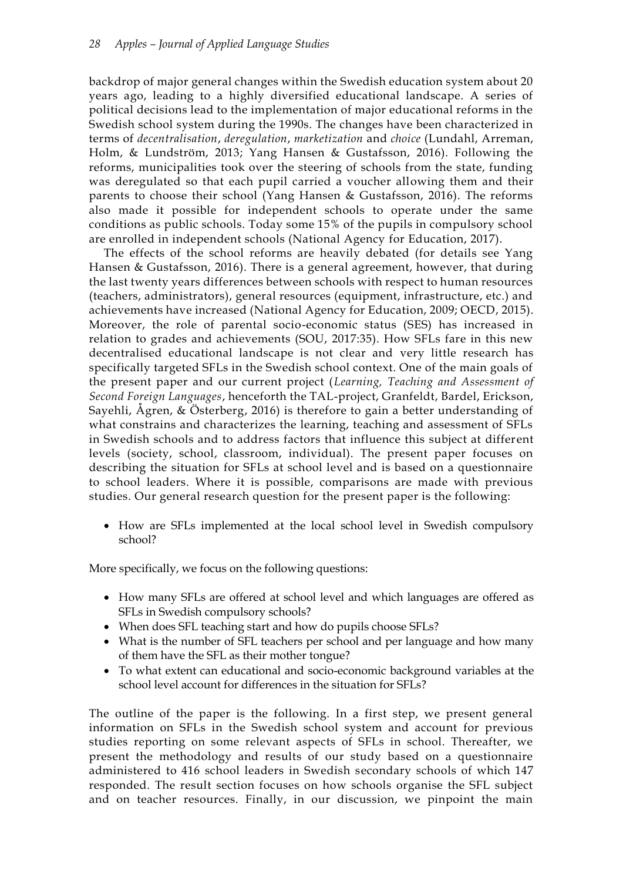backdrop of major general changes within the Swedish education system about 20 years ago, leading to a highly diversified educational landscape. A series of political decisions lead to the implementation of major educational reforms in the Swedish school system during the 1990s. The changes have been characterized in terms of *decentralisation*, *deregulation*, *marketization* and *choice* (Lundahl, Arreman, Holm, & Lundström, 2013; Yang Hansen & Gustafsson, 2016). Following the reforms, municipalities took over the steering of schools from the state, funding was deregulated so that each pupil carried a voucher allowing them and their parents to choose their school (Yang Hansen & Gustafsson, 2016). The reforms also made it possible for independent schools to operate under the same conditions as public schools. Today some 15% of the pupils in compulsory school are enrolled in independent schools (National Agency for Education, 2017).

The effects of the school reforms are heavily debated (for details see Yang Hansen & Gustafsson, 2016). There is a general agreement, however, that during the last twenty years differences between schools with respect to human resources (teachers, administrators), general resources (equipment, infrastructure, etc.) and achievements have increased (National Agency for Education, 2009; OECD, 2015). Moreover, the role of parental socio-economic status (SES) has increased in relation to grades and achievements (SOU, 2017:35). How SFLs fare in this new decentralised educational landscape is not clear and very little research has specifically targeted SFLs in the Swedish school context. One of the main goals of the present paper and our current project (*Learning, Teaching and Assessment of Second Foreign Languages*, henceforth the TAL-project, Granfeldt, Bardel, Erickson, Sayehli, Ågren, & Österberg, 2016) is therefore to gain a better understanding of what constrains and characterizes the learning, teaching and assessment of SFLs in Swedish schools and to address factors that influence this subject at different levels (society, school, classroom, individual). The present paper focuses on describing the situation for SFLs at school level and is based on a questionnaire to school leaders. Where it is possible, comparisons are made with previous studies. Our general research question for the present paper is the following:

- How are SFLs implemented at the local school level in Swedish compulsory school?

More specifically, we focus on the following questions:

- How many SFLs are offered at school level and which languages are offered as SFLs in Swedish compulsory schools?
- When does SFL teaching start and how do pupils choose SFLs?
- What is the number of SFL teachers per school and per language and how many of them have the SFL as their mother tongue?
- To what extent can educational and socio-economic background variables at the school level account for differences in the situation for SFLs?

The outline of the paper is the following. In a first step, we present general information on SFLs in the Swedish school system and account for previous studies reporting on some relevant aspects of SFLs in school. Thereafter, we present the methodology and results of our study based on a questionnaire administered to 416 school leaders in Swedish secondary schools of which 147 responded. The result section focuses on how schools organise the SFL subject and on teacher resources. Finally, in our discussion, we pinpoint the main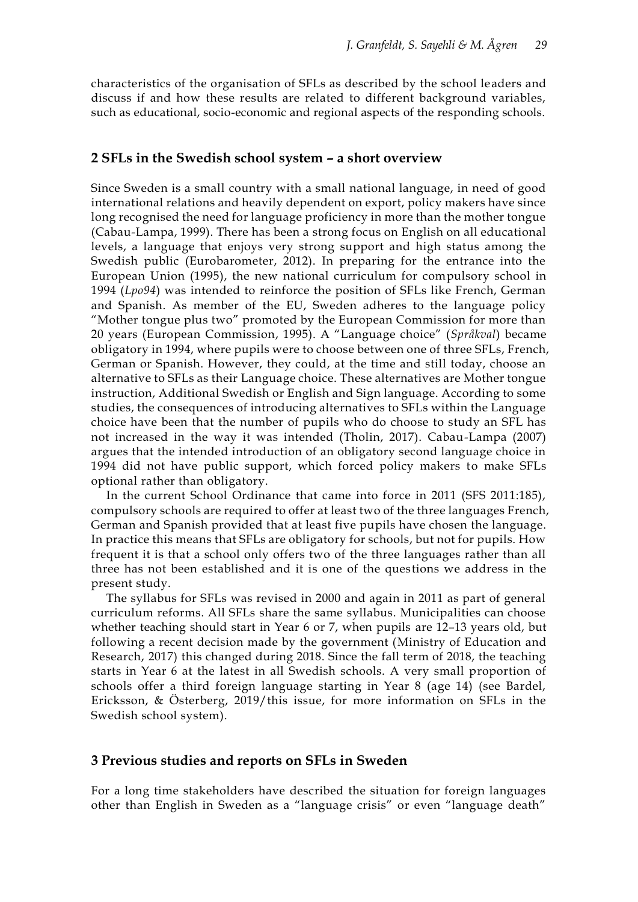characteristics of the organisation of SFLs as described by the school leaders and discuss if and how these results are related to different background variables, such as educational, socio-economic and regional aspects of the responding schools.

## 2 SFLs in the Swedish school system – a short overview

Since Sweden is a small country with a small national language, in need of good international relations and heavily dependent on export, policy makers have since long recognised the need for language proficiency in more than the mother tongue (Cabau-Lampa, 1999). There has been a strong focus on English on all educational levels, a language that enjoys very strong support and high status among the Swedish public (Eurobarometer, 2012). In preparing for the entrance into the European Union (1995), the new national curriculum for compulsory school in 1994 (*Lpo94*) was intended to reinforce the position of SFLs like French, German and Spanish. As member of the EU, Sweden adheres to the language policy "Mother tongue plus two" promoted by the European Commission for more than 20 years (European Commission, 1995). A "Language choice" (*Språkval*) became obligatory in 1994, where pupils were to choose between one of three SFLs, French, German or Spanish. However, they could, at the time and still today, choose an alternative to SFLs as their Language choice. These alternatives are Mother tongue instruction, Additional Swedish or English and Sign language. According to some studies, the consequences of introducing alternatives to SFLs within the Language choice have been that the number of pupils who do choose to study an SFL has not increased in the way it was intended (Tholin, 2017). Cabau-Lampa (2007) argues that the intended introduction of an obligatory second language choice in 1994 did not have public support, which forced policy makers to make SFLs optional rather than obligatory.

In the current School Ordinance that came into force in 2011 (SFS 2011:185), compulsory schools are required to offer at least two of the three languages French, German and Spanish provided that at least five pupils have chosen the language. In practice this means that SFLs are obligatory for schools, but not for pupils. How frequent it is that a school only offers two of the three languages rather than all three has not been established and it is one of the questions we address in the present study.

The syllabus for SFLs was revised in 2000 and again in 2011 as part of general curriculum reforms. All SFLs share the same syllabus. Municipalities can choose whether teaching should start in Year 6 or 7, when pupils are 12–13 years old, but following a recent decision made by the government (Ministry of Education and Research, 2017) this changed during 2018. Since the fall term of 2018, the teaching starts in Year 6 at the latest in all Swedish schools. A very small proportion of schools offer a third foreign language starting in Year 8 (age 14) (see Bardel, Ericksson, & Österberg, 2019/this issue, for more information on SFLs in the Swedish school system).

## 3 Previous studies and reports on SFLs in Sweden

For a long time stakeholders have described the situation for foreign languages other than English in Sweden as a "language crisis" or even "language death"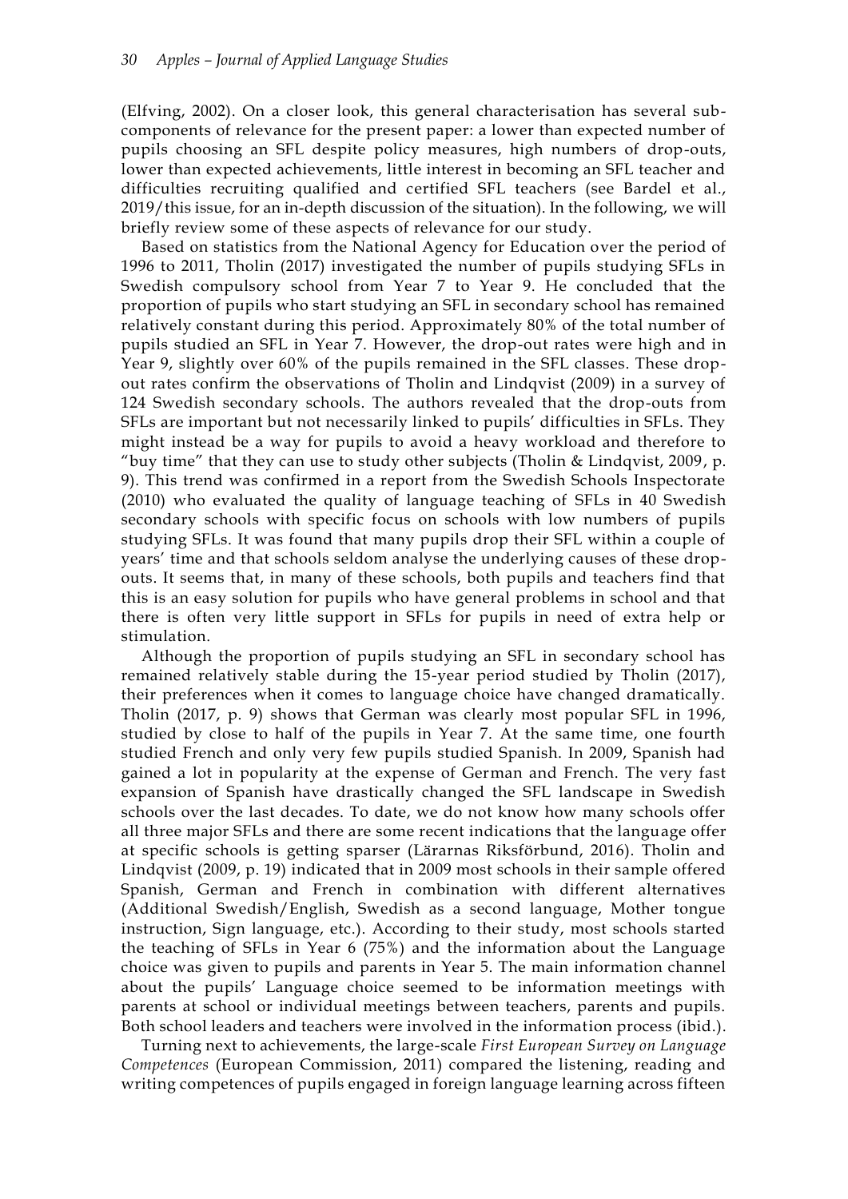(Elfving, 2002). On a closer look, this general characterisation has several sub-components of relevance for the present paper: a lower than expected number of pupils choosing an SFL despite policy measures, high numbers of drop-outs, lower than expected achievements, little interest in becoming an SFL teacher and difficulties recruiting qualified and certified SFL teachers (see Bardel et al., 2019/this issue, for an in-depth discussion of the situation). In the following, we will briefly review some of these aspects of relevance for our study.

Based on statistics from the National Agency for Education over the period of 1996 to 2011, Tholin (2017) investigated the number of pupils studying SFLs in Swedish compulsory school from Year 7 to Year 9. He concluded that the proportion of pupils who start studying an SFL in secondary school has remained relatively constant during this period. Approximately 80% of the total number of pupils studied an SFL in Year 7. However, the drop-out rates were high and in Year 9, slightly over 60% of the pupils remained in the SFL classes. These drop-out rates confirm the observations of Tholin and Lindqvist (2009) in a survey of 124 Swedish secondary schools. The authors revealed that the drop-outs from SFLs are important but not necessarily linked to pupils' difficulties in SFLs. They might instead be a way for pupils to avoid a heavy workload and therefore to "buy time" that they can use to study other subjects (Tholin & Lindqvist, 2009, p. 9). This trend was confirmed in a report from the Swedish Schools Inspectorate (2010) who evaluated the quality of language teaching of SFLs in 40 Swedish secondary schools with specific focus on schools with low numbers of pupils studying SFLs. It was found that many pupils drop their SFL within a couple of years' time and that schools seldom analyse the underlying causes of these drop-outs. It seems that, in many of these schools, both pupils and teachers find that this is an easy solution for pupils who have general problems in school and that there is often very little support in SFLs for pupils in need of extra help or stimulation.

Although the proportion of pupils studying an SFL in secondary school has remained relatively stable during the 15-year period studied by Tholin (2017), their preferences when it comes to language choice have changed dramatically. Tholin (2017, p. 9) shows that German was clearly most popular SFL in 1996, studied by close to half of the pupils in Year 7. At the same time, one fourth studied French and only very few pupils studied Spanish. In 2009, Spanish had gained a lot in popularity at the expense of German and French. The very fast expansion of Spanish have drastically changed the SFL landscape in Swedish schools over the last decades. To date, we do not know how many schools offer all three major SFLs and there are some recent indications that the language offer at specific schools is getting sparser (Lärarnas Riksförbund, 2016). Tholin and Lindqvist (2009, p. 19) indicated that in 2009 most schools in their sample offered Spanish, German and French in combination with different alternatives (Additional Swedish/English, Swedish as a second language, Mother tongue instruction, Sign language, etc.). According to their study, most schools started the teaching of SFLs in Year 6 (75%) and the information about the Language choice was given to pupils and parents in Year 5. The main information channel about the pupils' Language choice seemed to be information meetings with parents at school or individual meetings between teachers, parents and pupils. Both school leaders and teachers were involved in the information process (ibid.).

Turning next to achievements, the large-scale *First European Survey on Language Competences* (European Commission, 2011) compared the listening, reading and writing competences of pupils engaged in foreign language learning across fifteen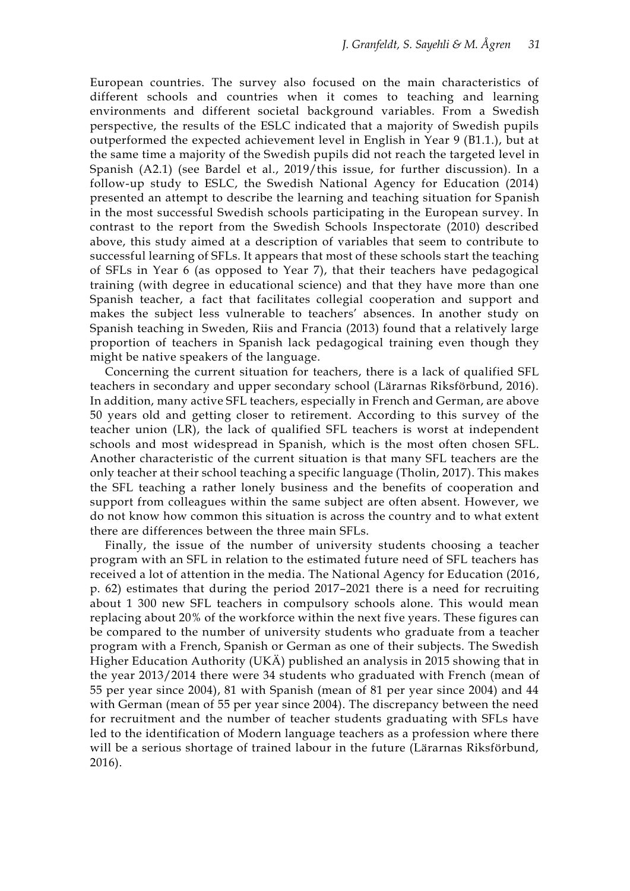European countries. The survey also focused on the main characteristics of different schools and countries when it comes to teaching and learning environments and different societal background variables. From a Swedish perspective, the results of the ESLC indicated that a majority of Swedish pupils outperformed the expected achievement level in English in Year 9 (B1.1.), but at the same time a majority of the Swedish pupils did not reach the targeted level in Spanish (A2.1) (see Bardel et al., 2019/this issue, for further discussion). In a follow-up study to ESLC, the Swedish National Agency for Education (2014) presented an attempt to describe the learning and teaching situation for Spanish in the most successful Swedish schools participating in the European survey. In contrast to the report from the Swedish Schools Inspectorate (2010) described above, this study aimed at a description of variables that seem to contribute to successful learning of SFLs. It appears that most of these schools start the teaching of SFLs in Year 6 (as opposed to Year 7), that their teachers have pedagogical training (with degree in educational science) and that they have more than one Spanish teacher, a fact that facilitates collegial cooperation and support and makes the subject less vulnerable to teachers' absences. In another study on Spanish teaching in Sweden, Riis and Francia (2013) found that a relatively large proportion of teachers in Spanish lack pedagogical training even though they might be native speakers of the language.

Concerning the current situation for teachers, there is a lack of qualified SFL teachers in secondary and upper secondary school (Lärarnas Riksförbund, 2016). In addition, many active SFL teachers, especially in French and German, are above 50 years old and getting closer to retirement. According to this survey of the teacher union (LR), the lack of qualified SFL teachers is worst at independent schools and most widespread in Spanish, which is the most often chosen SFL. Another characteristic of the current situation is that many SFL teachers are the only teacher at their school teaching a specific language (Tholin, 2017). This makes the SFL teaching a rather lonely business and the benefits of cooperation and support from colleagues within the same subject are often absent. However, we do not know how common this situation is across the country and to what extent there are differences between the three main SFLs.

Finally, the issue of the number of university students choosing a teacher program with an SFL in relation to the estimated future need of SFL teachers has received a lot of attention in the media. The National Agency for Education (2016, p. 62) estimates that during the period 2017–2021 there is a need for recruiting about 1 300 new SFL teachers in compulsory schools alone. This would mean replacing about 20% of the workforce within the next five years. These figures can be compared to the number of university students who graduate from a teacher program with a French, Spanish or German as one of their subjects. The Swedish Higher Education Authority (UKÄ) published an analysis in 2015 showing that in the year 2013/2014 there were 34 students who graduated with French (mean of 55 per year since 2004), 81 with Spanish (mean of 81 per year since 2004) and 44 with German (mean of 55 per year since 2004). The discrepancy between the need for recruitment and the number of teacher students graduating with SFLs have led to the identification of Modern language teachers as a profession where there will be a serious shortage of trained labour in the future (Lärarnas Riksförbund, 2016).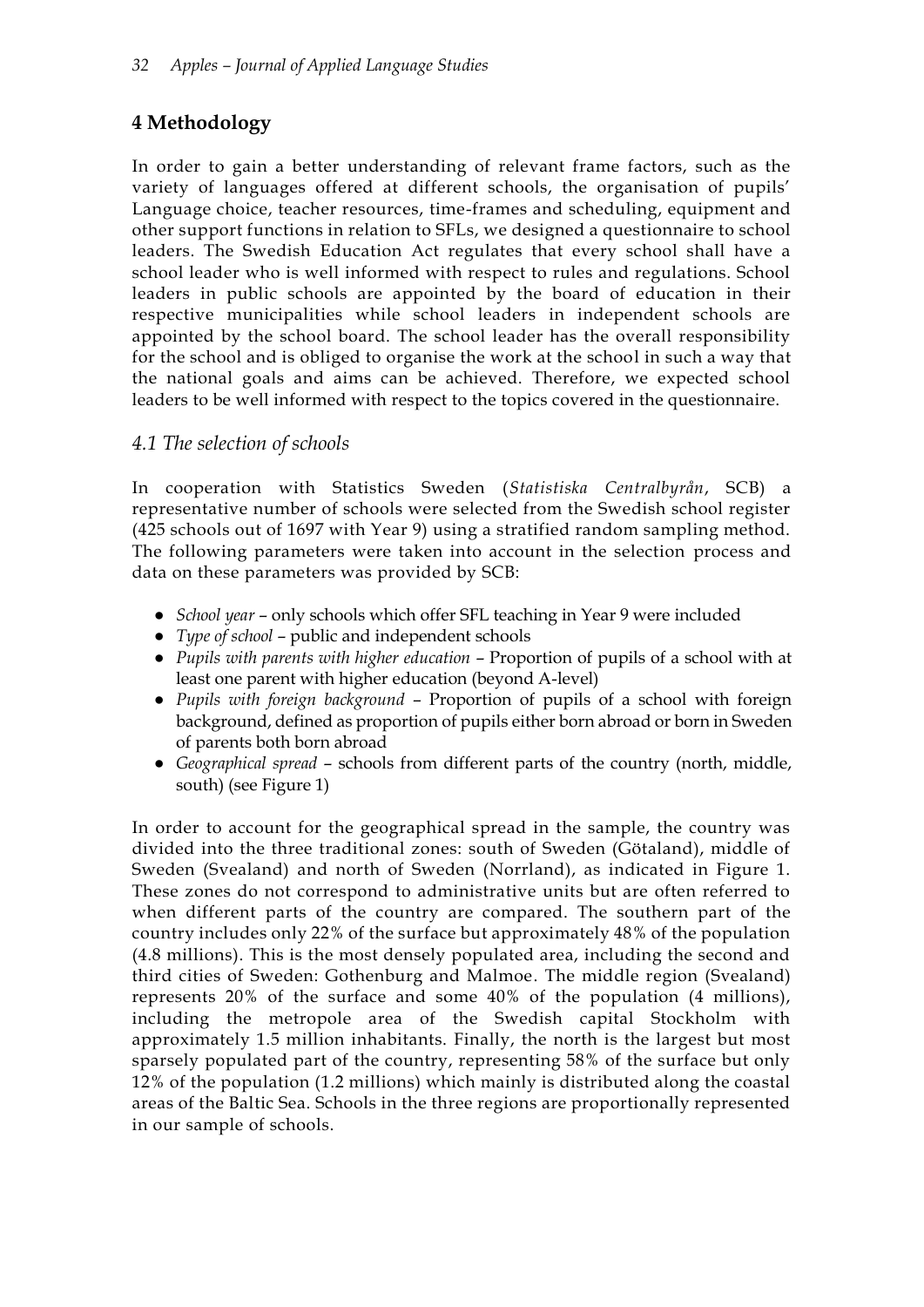## 4 Methodology

In order to gain a better understanding of relevant frame factors, such as the variety of languages offered at different schools, the organisation of pupils' Language choice, teacher resources, time-frames and scheduling, equipment and other support functions in relation to SFLs, we designed a questionnaire to school leaders. The Swedish Education Act regulates that every school shall have a school leader who is well informed with respect to rules and regulations. School leaders in public schools are appointed by the board of education in their respective municipalities while school leaders in independent schools are appointed by the school board. The school leader has the overall responsibility for the school and is obliged to organise the work at the school in such a way that the national goals and aims can be achieved. Therefore, we expected school leaders to be well informed with respect to the topics covered in the questionnaire.

### *4.1 The selection of schools*

In cooperation with Statistics Sweden (*Statistiska Centralbyrån*, SCB) a representative number of schools were selected from the Swedish school register (425 schools out of 1697 with Year 9) using a stratified random sampling method. The following parameters were taken into account in the selection process and data on these parameters was provided by SCB:

- *School year* – only schools which offer SFL teaching in Year 9 were included
- *Type of school* – public and independent schools
- *Pupils with parents with higher education* – Proportion of pupils of a school with at least one parent with higher education (beyond A-level)
- *Pupils with foreign background* – Proportion of pupils of a school with foreign background, defined as proportion of pupils either born abroad or born in Sweden of parents both born abroad
- *Geographical spread* – schools from different parts of the country (north, middle, south) (see Figure 1)

In order to account for the geographical spread in the sample, the country was divided into the three traditional zones: south of Sweden (Götaland), middle of Sweden (Svealand) and north of Sweden (Norrland), as indicated in Figure 1. These zones do not correspond to administrative units but are often referred to when different parts of the country are compared. The southern part of the country includes only 22% of the surface but approximately 48% of the population (4.8 millions). This is the most densely populated area, including the second and third cities of Sweden: Gothenburg and Malmoe. The middle region (Svealand) represents 20% of the surface and some 40% of the population (4 millions), including the metropole area of the Swedish capital Stockholm with approximately 1.5 million inhabitants. Finally, the north is the largest but most sparsely populated part of the country, representing 58% of the surface but only 12% of the population (1.2 millions) which mainly is distributed along the coastal areas of the Baltic Sea. Schools in the three regions are proportionally represented in our sample of schools.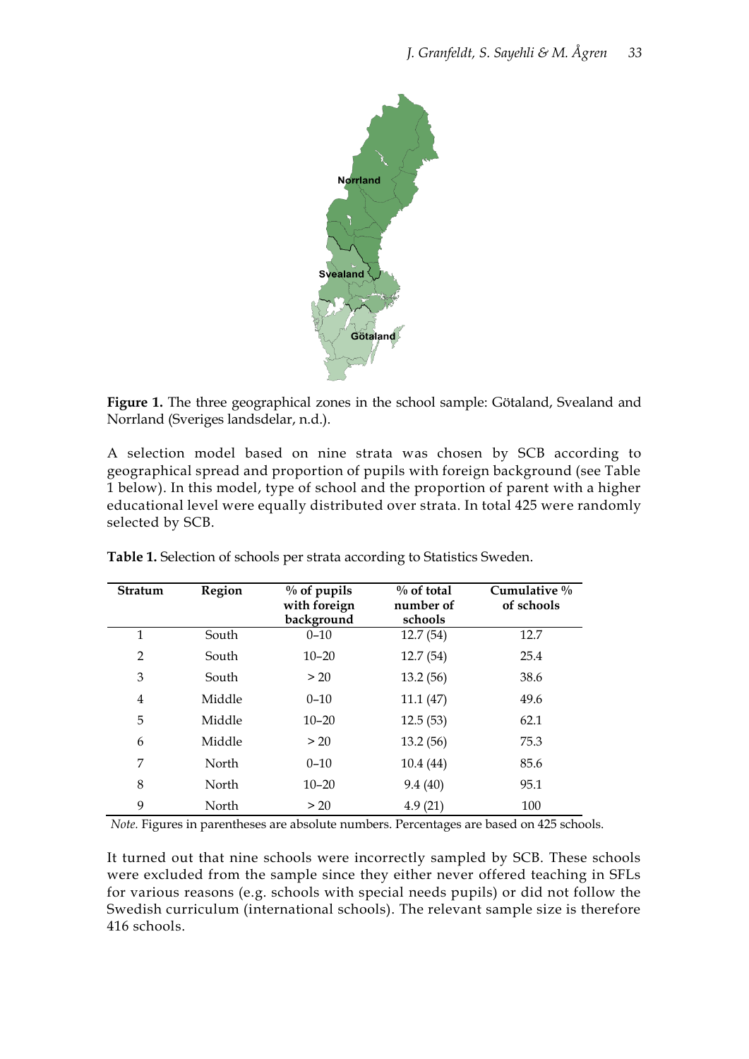Figure 1. The three geographical zones in the school sample: Götaland, Svealand and Norrland (Sveriges landsdelar, n.d.).

A selection model based on nine strata was chosen by SCB according to geographical spread and proportion of pupils with foreign background (see Table 1 below). In this model, type of school and the proportion of parent with a higher educational level were equally distributed over strata. In total 425 were randomly selected by SCB.

**Table 1.** Selection of schools per strata according to Statistics Sweden.

| Stratum | Region | % of pupils with foreign background | % of total number of schools | Cumulative % of schools |
|---|---|---|---|---|
| 1 | South | 0–10 | 12.7 (54) | 12.7 |
| 2 | South | 10–20 | 12.7 (54) | 25.4 |
| 3 | South | > 20 | 13.2 (56) | 38.6 |
| 4 | Middle | 0–10 | 11.1 (47) | 49.6 |
| 5 | Middle | 10–20 | 12.5 (53) | 62.1 |
| 6 | Middle | > 20 | 13.2 (56) | 75.3 |
| 7 | North | 0–10 | 10.4 (44) | 85.6 |
| 8 | North | 10–20 | 9.4 (40) | 95.1 |
| 9 | North | > 20 | 4.9 (21) | 100 |

*Note.* Figures in parentheses are absolute numbers. Percentages are based on 425 schools.

It turned out that nine schools were incorrectly sampled by SCB. These schools were excluded from the sample since they either never offered teaching in SFLs for various reasons (e.g. schools with special needs pupils) or did not follow the Swedish curriculum (international schools). The relevant sample size is therefore 416 schools.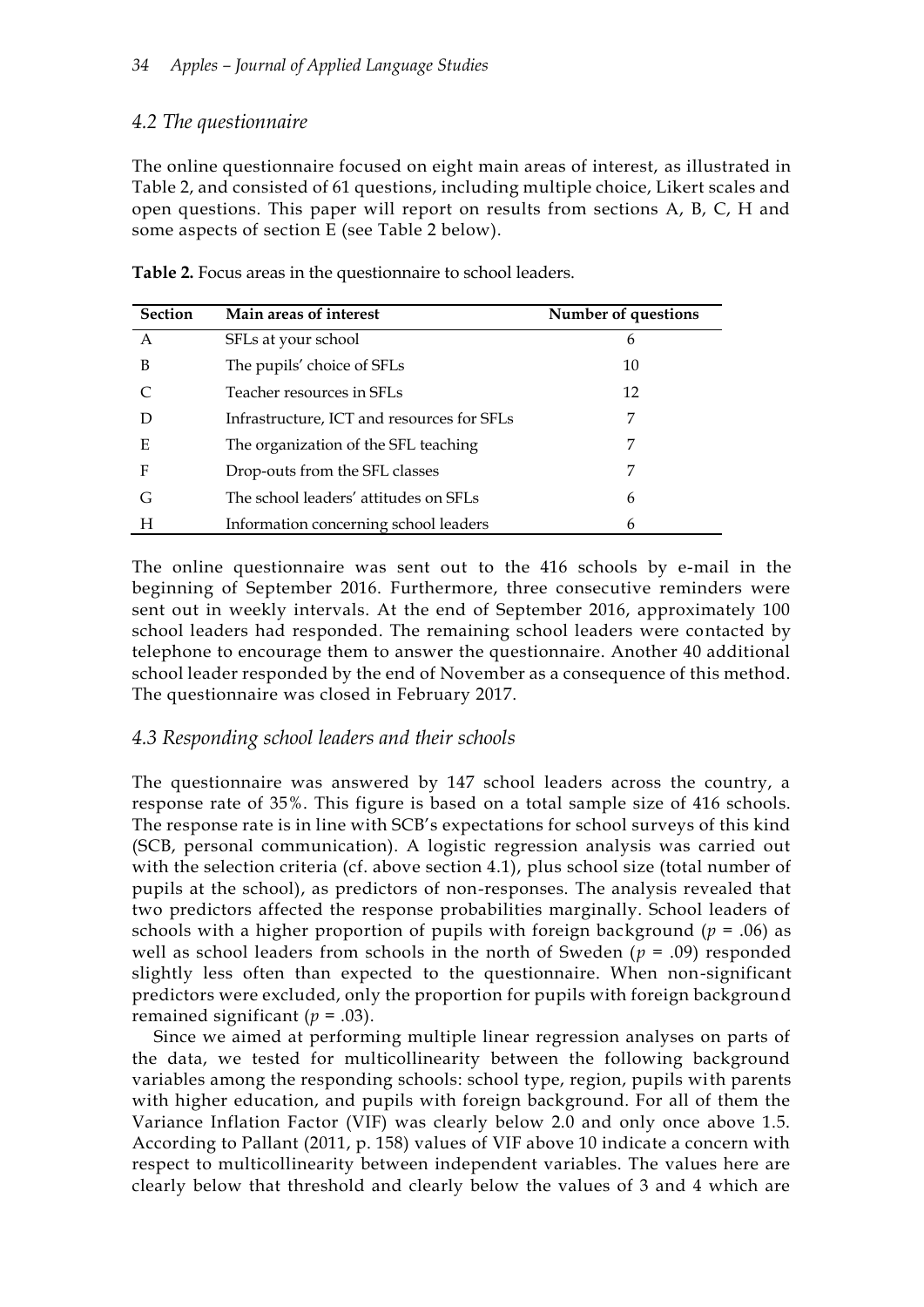### *4.2 The questionnaire*

The online questionnaire focused on eight main areas of interest, as illustrated in Table 2, and consisted of 61 questions, including multiple choice, Likert scales and open questions. This paper will report on results from sections A, B, C, H and some aspects of section E (see Table 2 below).

**Table 2.** Focus areas in the questionnaire to school leaders.

| Section | Main areas of interest | Number of questions |
|---|---|---|
| A | SFLs at your school | 6 |
| B | The pupils' choice of SFLs | 10 |
| C | Teacher resources in SFLs | 12 |
| D | Infrastructure, ICT and resources for SFLs | 7 |
| E | The organization of the SFL teaching | 7 |
| F | Drop-outs from the SFL classes | 7 |
| G | The school leaders' attitudes on SFLs | 6 |
| H | Information concerning school leaders | 6 |

The online questionnaire was sent out to the 416 schools by e-mail in the beginning of September 2016. Furthermore, three consecutive reminders were sent out in weekly intervals. At the end of September 2016, approximately 100 school leaders had responded. The remaining school leaders were contacted by telephone to encourage them to answer the questionnaire. Another 40 additional school leader responded by the end of November as a consequence of this method. The questionnaire was closed in February 2017.

### *4.3 Responding school leaders and their schools*

The questionnaire was answered by 147 school leaders across the country, a response rate of 35%. This figure is based on a total sample size of 416 schools. The response rate is in line with SCB's expectations for school surveys of this kind (SCB, personal communication). A logistic regression analysis was carried out with the selection criteria (cf. above section 4.1), plus school size (total number of pupils at the school), as predictors of non-responses. The analysis revealed that two predictors affected the response probabilities marginally. School leaders of schools with a higher proportion of pupils with foreign background ($p$ = .06) as well as school leaders from schools in the north of Sweden ($p$ = .09) responded slightly less often than expected to the questionnaire. When non-significant predictors were excluded, only the proportion for pupils with foreign background remained significant ($p$ = .03).

Since we aimed at performing multiple linear regression analyses on parts of the data, we tested for multicollinearity between the following background variables among the responding schools: school type, region, pupils with parents with higher education, and pupils with foreign background. For all of them the Variance Inflation Factor (VIF) was clearly below 2.0 and only once above 1.5. According to Pallant (2011, p. 158) values of VIF above 10 indicate a concern with respect to multicollinearity between independent variables. The values here are clearly below that threshold and clearly below the values of 3 and 4 which are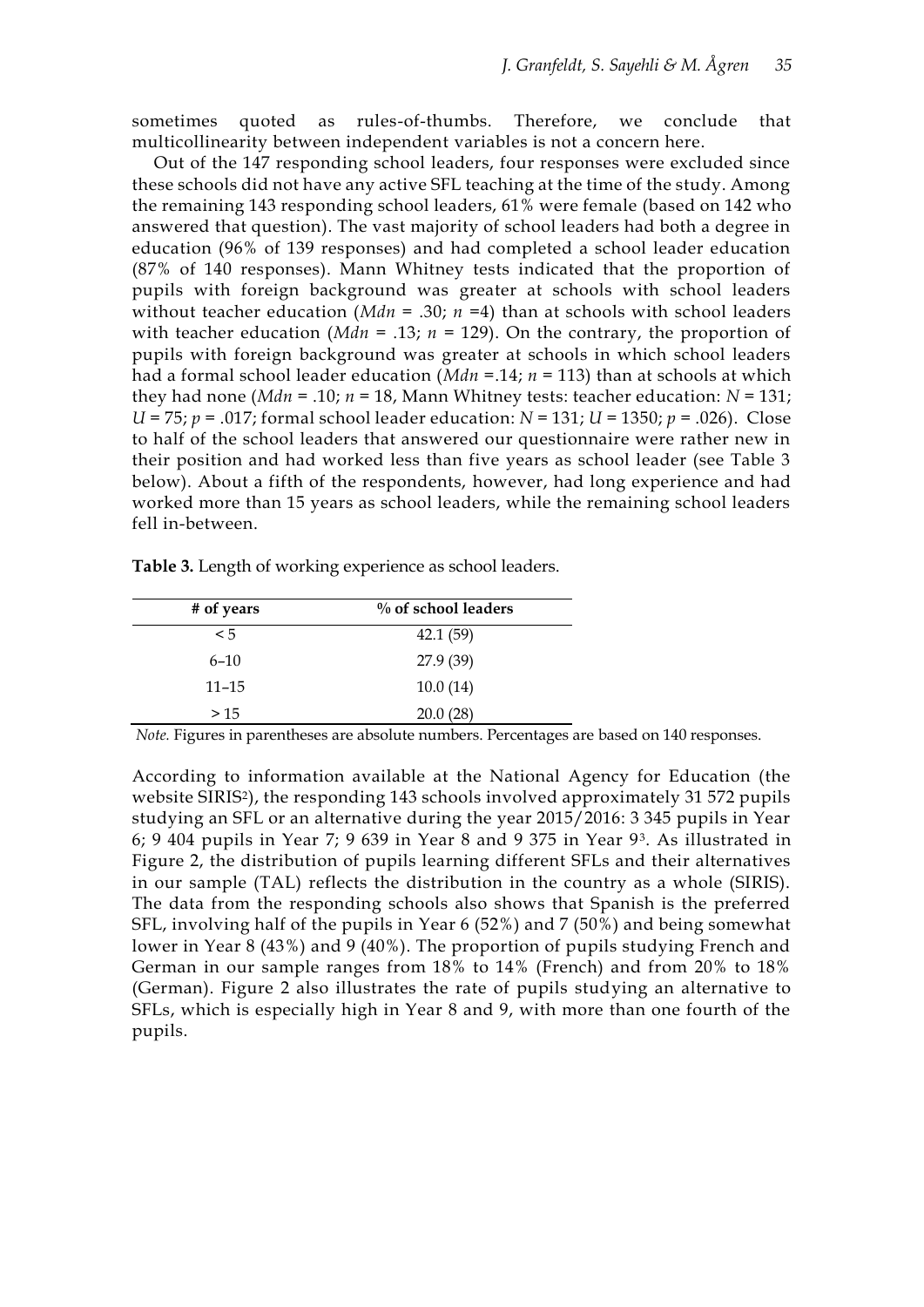sometimes quoted as rules-of-thumbs. Therefore, we conclude that multicollinearity between independent variables is not a concern here.

Out of the 147 responding school leaders, four responses were excluded since these schools did not have any active SFL teaching at the time of the study. Among the remaining 143 responding school leaders, 61% were female (based on 142 who answered that question). The vast majority of school leaders had both a degree in education (96% of 139 responses) and had completed a school leader education (87% of 140 responses). Mann Whitney tests indicated that the proportion of pupils with foreign background was greater at schools with school leaders without teacher education (*Mdn* = .30; *n* =4) than at schools with school leaders with teacher education (*Mdn* = .13; *n* = 129). On the contrary, the proportion of pupils with foreign background was greater at schools in which school leaders had a formal school leader education (*Mdn* =.14; *n* = 113) than at schools at which they had none (*Mdn* = .10; *n* = 18, Mann Whitney tests: teacher education: *N* = 131; *U* = 75; *p* = .017; formal school leader education: *N* = 131; *U* = 1350; *p* = .026). Close to half of the school leaders that answered our questionnaire were rather new in their position and had worked less than five years as school leader (see Table 3 below). About a fifth of the respondents, however, had long experience and had worked more than 15 years as school leaders, while the remaining school leaders fell in-between.

**Table 3.** Length of working experience as school leaders.

| # of years | % of school leaders |
|---|---|
| < 5 | 42.1 (59) |
| 6–10 | 27.9 (39) |
| 11–15 | 10.0 (14) |
| > 15 | 20.0 (28) |

*Note.* Figures in parentheses are absolute numbers. Percentages are based on 140 responses.

According to information available at the National Agency for Education (the website SIRIS[2]), the responding 143 schools involved approximately 31 572 pupils studying an SFL or an alternative during the year 2015/2016: 3 345 pupils in Year 6; 9 404 pupils in Year 7; 9 639 in Year 8 and 9 375 in Year 9[3]. As illustrated in Figure 2, the distribution of pupils learning different SFLs and their alternatives in our sample (TAL) reflects the distribution in the country as a whole (SIRIS). The data from the responding schools also shows that Spanish is the preferred SFL, involving half of the pupils in Year 6 (52%) and 7 (50%) and being somewhat lower in Year 8 (43%) and 9 (40%). The proportion of pupils studying French and German in our sample ranges from 18% to 14% (French) and from 20% to 18% (German). Figure 2 also illustrates the rate of pupils studying an alternative to SFLs, which is especially high in Year 8 and 9, with more than one fourth of the pupils.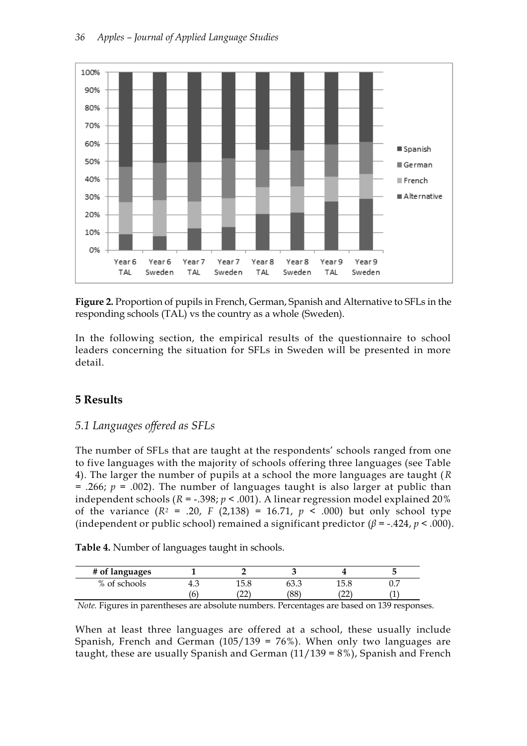**Figure 2.** Proportion of pupils in French, German, Spanish and Alternative to SFLs in the responding schools (TAL) vs the country as a whole (Sweden).

In the following section, the empirical results of the questionnaire to school leaders concerning the situation for SFLs in Sweden will be presented in more detail.

## 5 Results

### *5.1 Languages offered as SFLs*

The number of SFLs that are taught at the respondents' schools ranged from one to five languages with the majority of schools offering three languages (see Table 4). The larger the number of pupils at a school the more languages are taught ($R$ = .266; $p$ = .002). The number of languages taught is also larger at public than independent schools ($R$ = -.398; $p$ < .001). A linear regression model explained 20% of the variance ($R^2$ = .20, $F$ (2,138) = 16.71, $p$ < .000) but only school type (independent or public school) remained a significant predictor ($\beta$ = -.424, $p$ < .000).

**Table 4.** Number of languages taught in schools.

| # of languages | 1 | 2 | 3 | 4 | 5 |
|---|---|---|---|---|---|
| % of schools | 4.3 | 15.8 | 63.3 | 15.8 | 0.7 |
| | (6) | (22) | (88) | (22) | (1) |

*Note.* Figures in parentheses are absolute numbers. Percentages are based on 139 responses.

When at least three languages are offered at a school, these usually include Spanish, French and German (105/139 = 76%). When only two languages are taught, these are usually Spanish and German (11/139 = 8%), Spanish and French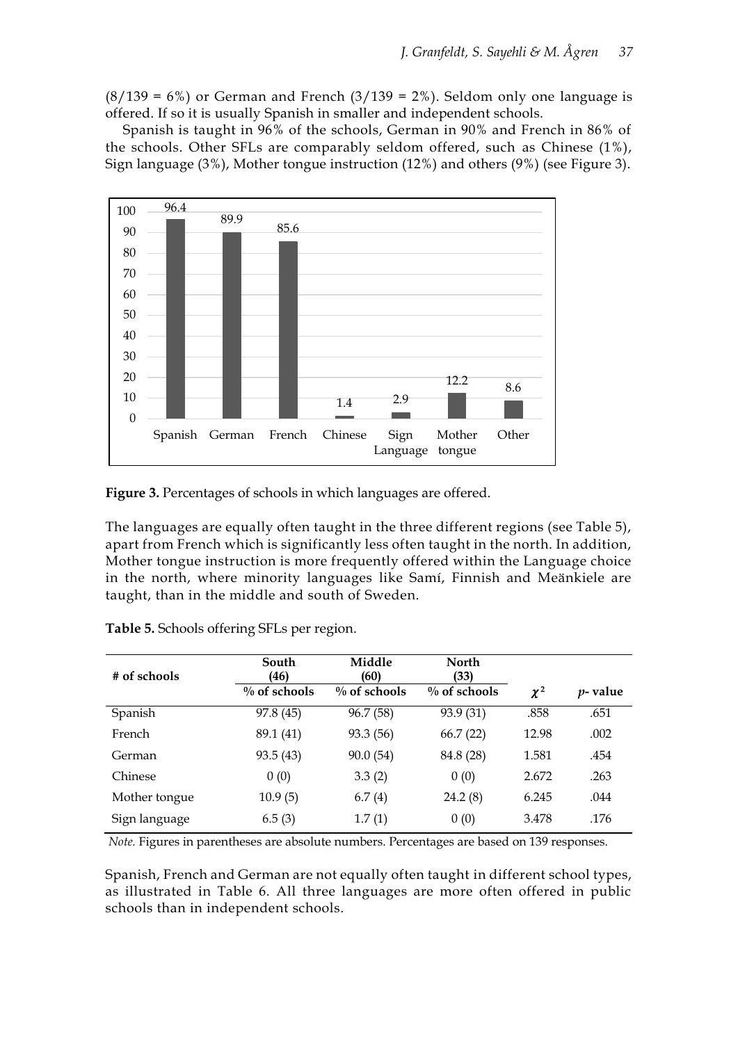(8/139 = 6%) or German and French (3/139 = 2%). Seldom only one language is offered. If so it is usually Spanish in smaller and independent schools.

Spanish is taught in 96% of the schools, German in 90% and French in 86% of the schools. Other SFLs are comparably seldom offered, such as Chinese (1%), Sign language (3%), Mother tongue instruction (12%) and others (9%) (see Figure 3).

**Figure 3.** Percentages of schools in which languages are offered.

The languages are equally often taught in the three different regions (see Table 5), apart from French which is significantly less often taught in the north. In addition, Mother tongue instruction is more frequently offered within the Language choice in the north, where minority languages like Samí, Finnish and Meänkiele are taught, than in the middle and south of Sweden.

**Table 5.** Schools offering SFLs per region.

| # of schools | South (46) | Middle (60) | North (33) | | |
|---|---|---|---|---|---|
| | % of schools | % of schools | % of schools | $\chi^2$ | *p*- value |
| Spanish | 97.8 (45) | 96.7 (58) | 93.9 (31) | .858 | .651 |
| French | 89.1 (41) | 93.3 (56) | 66.7 (22) | 12.98 | .002 |
| German | 93.5 (43) | 90.0 (54) | 84.8 (28) | 1.581 | .454 |
| Chinese | 0 (0) | 3.3 (2) | 0 (0) | 2.672 | .263 |
| Mother tongue | 10.9 (5) | 6.7 (4) | 24.2 (8) | 6.245 | .044 |
| Sign language | 6.5 (3) | 1.7 (1) | 0 (0) | 3.478 | .176 |

*Note.* Figures in parentheses are absolute numbers. Percentages are based on 139 responses.

Spanish, French and German are not equally often taught in different school types, as illustrated in Table 6. All three languages are more often offered in public schools than in independent schools.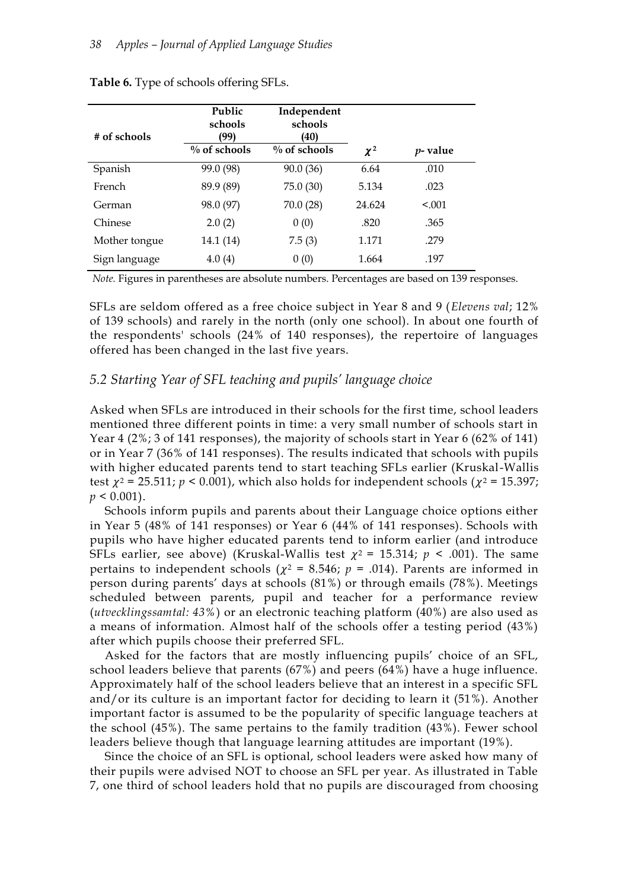**Table 6.** Type of schools offering SFLs.

| # of schools | Public schools (99) | Independent schools (40) | | |
|---|---|---|---|---|
| | % of schools | % of schools | $\chi^2$ | *p*- value |
| Spanish | 99.0 (98) | 90.0 (36) | 6.64 | .010 |
| French | 89.9 (89) | 75.0 (30) | 5.134 | .023 |
| German | 98.0 (97) | 70.0 (28) | 24.624 | <.001 |
| Chinese | 2.0 (2) | 0 (0) | .820 | .365 |
| Mother tongue | 14.1 (14) | 7.5 (3) | 1.171 | .279 |
| Sign language | 4.0 (4) | 0 (0) | 1.664 | .197 |

*Note.* Figures in parentheses are absolute numbers. Percentages are based on 139 responses.

SFLs are seldom offered as a free choice subject in Year 8 and 9 (*Elevens val*; 12% of 139 schools) and rarely in the north (only one school). In about one fourth of the respondents' schools (24% of 140 responses), the repertoire of languages offered has been changed in the last five years.

### *5.2 Starting Year of SFL teaching and pupils' language choice*

Asked when SFLs are introduced in their schools for the first time, school leaders mentioned three different points in time: a very small number of schools start in Year 4 (2%; 3 of 141 responses), the majority of schools start in Year 6 (62% of 141) or in Year 7 (36% of 141 responses). The results indicated that schools with pupils with higher educated parents tend to start teaching SFLs earlier (Kruskal-Wallis test $\chi^2$ = 25.511; $p$ < 0.001), which also holds for independent schools ($\chi^2$ = 15.397; $p$ < 0.001).

Schools inform pupils and parents about their Language choice options either in Year 5 (48% of 141 responses) or Year 6 (44% of 141 responses). Schools with pupils who have higher educated parents tend to inform earlier (and introduce SFLs earlier, see above) (Kruskal-Wallis test $\chi^2$ = 15.314; $p$ < .001). The same pertains to independent schools ($\chi^2$ = 8.546; $p$ = .014). Parents are informed in person during parents' days at schools (81%) or through emails (78%). Meetings scheduled between parents, pupil and teacher for a performance review (*utvecklingssamtal: 43%*) or an electronic teaching platform (40%) are also used as a means of information. Almost half of the schools offer a testing period (43%) after which pupils choose their preferred SFL.

Asked for the factors that are mostly influencing pupils' choice of an SFL, school leaders believe that parents (67%) and peers (64%) have a huge influence. Approximately half of the school leaders believe that an interest in a specific SFL and/or its culture is an important factor for deciding to learn it (51%). Another important factor is assumed to be the popularity of specific language teachers at the school (45%). The same pertains to the family tradition (43%). Fewer school leaders believe though that language learning attitudes are important (19%).

Since the choice of an SFL is optional, school leaders were asked how many of their pupils were advised NOT to choose an SFL per year. As illustrated in Table 7, one third of school leaders hold that no pupils are discouraged from choosing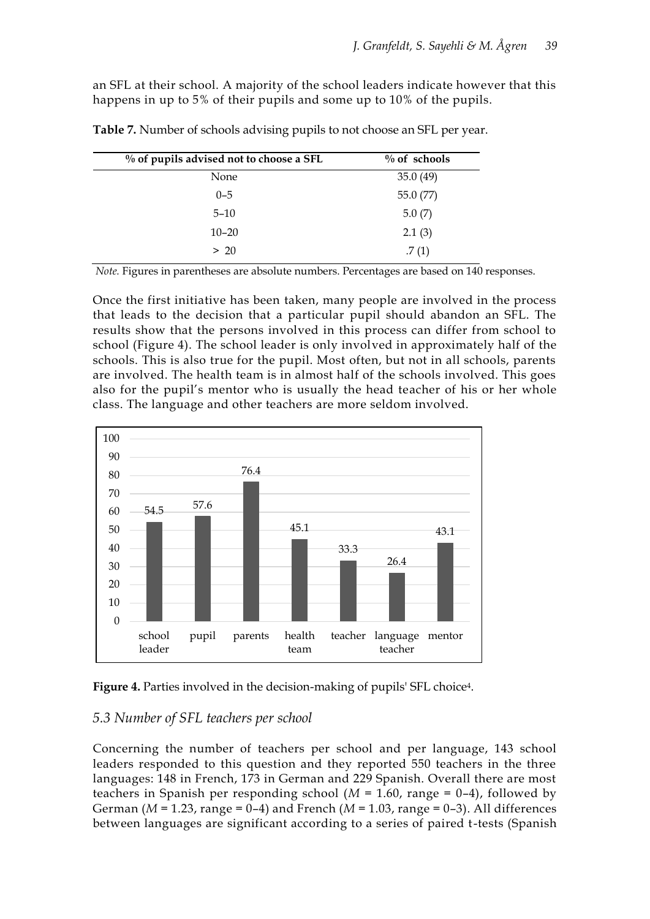an SFL at their school. A majority of the school leaders indicate however that this happens in up to 5% of their pupils and some up to 10% of the pupils.

**Table 7.** Number of schools advising pupils to not choose an SFL per year.

| % of pupils advised not to choose a SFL | % of schools |
|---|---|
| None | 35.0 (49) |
| 0–5 | 55.0 (77) |
| 5–10 | 5.0 (7) |
| 10–20 | 2.1 (3) |
| > 20 | .7 (1) |

*Note.* Figures in parentheses are absolute numbers. Percentages are based on 140 responses.

Once the first initiative has been taken, many people are involved in the process that leads to the decision that a particular pupil should abandon an SFL. The results show that the persons involved in this process can differ from school to school (Figure 4). The school leader is only involved in approximately half of the schools. This is also true for the pupil. Most often, but not in all schools, parents are involved. The health team is in almost half of the schools involved. This goes also for the pupil's mentor who is usually the head teacher of his or her whole class. The language and other teachers are more seldom involved.

| Party | % |
|---|---|
| school leader | 54.5 |
| pupil | 57.6 |
| parents | 76.4 |
| health team | 45.1 |
| teacher | 33.3 |
| language teacher | 26.4 |
| mentor | 43.1 |

**Figure 4.** Parties involved in the decision-making of pupils' SFL choice[4].

### 5.3 Number of SFL teachers per school

Concerning the number of teachers per school and per language, 143 school leaders responded to this question and they reported 550 teachers in the three languages: 148 in French, 173 in German and 229 Spanish. Overall there are most teachers in Spanish per responding school ($M$ = 1.60, range = 0–4), followed by German ($M$ = 1.23, range = 0–4) and French ($M$ = 1.03, range = 0–3). All differences between languages are significant according to a series of paired t-tests (Spanish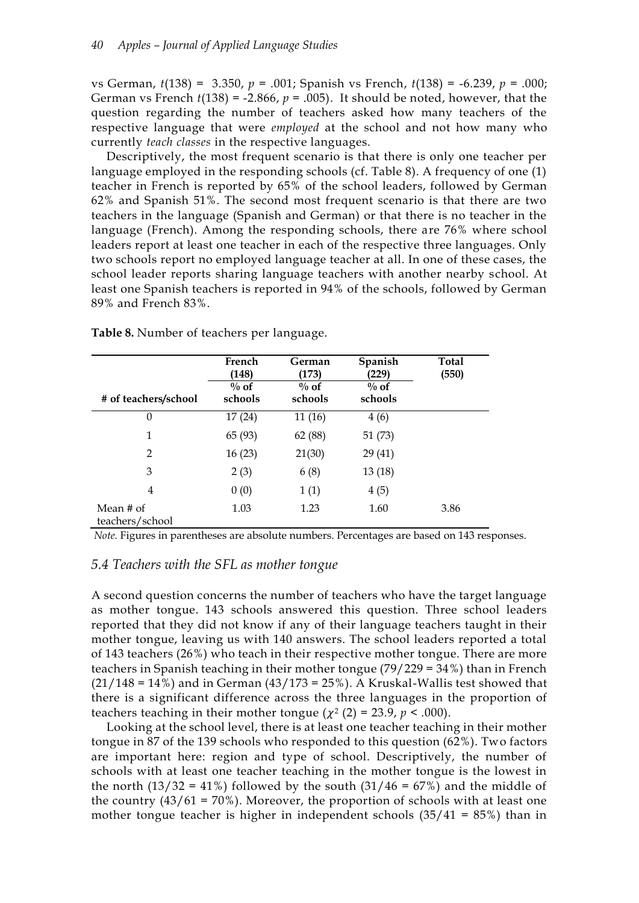vs German, $t(138) = 3.350$, $p = .001$; Spanish vs French, $t(138) = -6.239$, $p = .000$; German vs French $t(138) = -2.866$, $p = .005$). It should be noted, however, that the question regarding the number of teachers asked how many teachers of the respective language that were *employed* at the school and not how many who currently *teach classes* in the respective languages.

Descriptively, the most frequent scenario is that there is only one teacher per language employed in the responding schools (cf. Table 8). A frequency of one (1) teacher in French is reported by 65% of the school leaders, followed by German 62% and Spanish 51%. The second most frequent scenario is that there are two teachers in the language (Spanish and German) or that there is no teacher in the language (French). Among the responding schools, there are 76% where school leaders report at least one teacher in each of the respective three languages. Only two schools report no employed language teacher at all. In one of these cases, the school leader reports sharing language teachers with another nearby school. At least one Spanish teachers is reported in 94% of the schools, followed by German 89% and French 83%.

**Table 8.** Number of teachers per language.

| | French (148) | German (173) | Spanish (229) | Total (550) |
|---|---|---|---|---|
| # of teachers/school | % of schools | % of schools | % of schools | |
| 0 | 17 (24) | 11 (16) | 4 (6) | |
| 1 | 65 (93) | 62 (88) | 51 (73) | |
| 2 | 16 (23) | 21(30) | 29 (41) | |
| 3 | 2 (3) | 6 (8) | 13 (18) | |
| 4 | 0 (0) | 1 (1) | 4 (5) | |
| Mean # of teachers/school | 1.03 | 1.23 | 1.60 | 3.86 |

*Note.* Figures in parentheses are absolute numbers. Percentages are based on 143 responses.

### *5.4 Teachers with the SFL as mother tongue*

A second question concerns the number of teachers who have the target language as mother tongue. 143 schools answered this question. Three school leaders reported that they did not know if any of their language teachers taught in their mother tongue, leaving us with 140 answers. The school leaders reported a total of 143 teachers (26%) who teach in their respective mother tongue. There are more teachers in Spanish teaching in their mother tongue (79/229 = 34%) than in French (21/148 = 14%) and in German (43/173 = 25%). A Kruskal-Wallis test showed that there is a significant difference across the three languages in the proportion of teachers teaching in their mother tongue ($\chi^2$ (2) = 23.9, $p < .000$).

Looking at the school level, there is at least one teacher teaching in their mother tongue in 87 of the 139 schools who responded to this question (62%). Two factors are important here: region and type of school. Descriptively, the number of schools with at least one teacher teaching in the mother tongue is the lowest in the north (13/32 = 41%) followed by the south (31/46 = 67%) and the middle of the country (43/61 = 70%). Moreover, the proportion of schools with at least one mother tongue teacher is higher in independent schools (35/41 = 85%) than in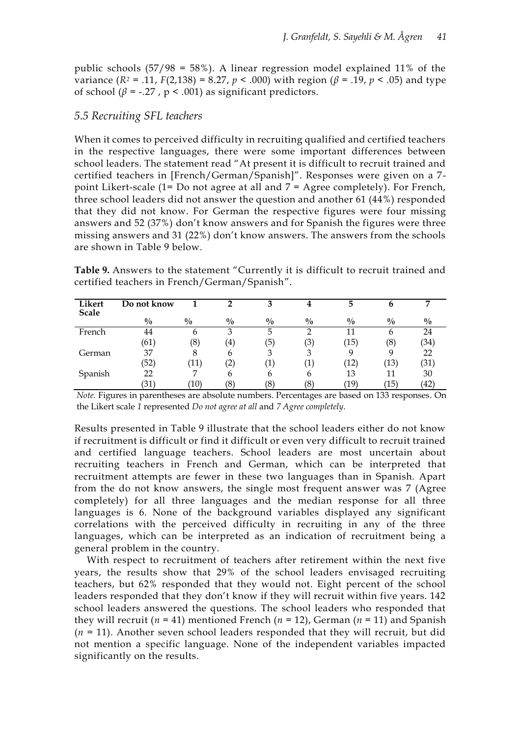public schools (57/98 = 58%). A linear regression model explained 11% of the variance ($R^2$ = .11, $F(2,138)$ = 8.27, $p$ < .000) with region ($\beta$ = .19, $p$ < .05) and type of school ($\beta$ = -.27 , p < .001) as significant predictors.

### *5.5 Recruiting SFL teachers*

When it comes to perceived difficulty in recruiting qualified and certified teachers in the respective languages, there were some important differences between school leaders. The statement read "At present it is difficult to recruit trained and certified teachers in [French/German/Spanish]". Responses were given on a 7-point Likert-scale (1= Do not agree at all and 7 = Agree completely). For French, three school leaders did not answer the question and another 61 (44%) responded that they did not know. For German the respective figures were four missing answers and 52 (37%) don't know answers and for Spanish the figures were three missing answers and 31 (22%) don't know answers. The answers from the schools are shown in Table 9 below.

**Table 9.** Answers to the statement "Currently it is difficult to recruit trained and certified teachers in French/German/Spanish".

| Likert Scale | Do not know | 1 | 2 | 3 | 4 | 5 | 6 | 7 |
|---|---|---|---|---|---|---|---|---|
| | % | % | % | % | % | % | % | % |
| French | 44 | 6 | 3 | 5 | 2 | 11 | 6 | 24 |
| | (61) | (8) | (4) | (5) | (3) | (15) | (8) | (34) |
| German | 37 | 8 | 6 | 3 | 3 | 9 | 9 | 22 |
| | (52) | (11) | (2) | (1) | (1) | (12) | (13) | (31) |
| Spanish | 22 | 7 | 6 | 6 | 6 | 13 | 11 | 30 |
| | (31) | (10) | (8) | (8) | (8) | (19) | (15) | (42) |

*Note.* Figures in parentheses are absolute numbers. Percentages are based on 133 responses. On the Likert scale *1* represented *Do not agree at all* and *7 Agree completely*.

Results presented in Table 9 illustrate that the school leaders either do not know if recruitment is difficult or find it difficult or even very difficult to recruit trained and certified language teachers. School leaders are most uncertain about recruiting teachers in French and German, which can be interpreted that recruitment attempts are fewer in these two languages than in Spanish. Apart from the do not know answers, the single most frequent answer was 7 (Agree completely) for all three languages and the median response for all three languages is 6. None of the background variables displayed any significant correlations with the perceived difficulty in recruiting in any of the three languages, which can be interpreted as an indication of recruitment being a general problem in the country.

With respect to recruitment of teachers after retirement within the next five years, the results show that 29% of the school leaders envisaged recruiting teachers, but 62% responded that they would not. Eight percent of the school leaders responded that they don't know if they will recruit within five years. 142 school leaders answered the questions. The school leaders who responded that they will recruit ($n$ = 41) mentioned French ($n$ = 12), German ($n$ = 11) and Spanish ($n$ = 11). Another seven school leaders responded that they will recruit, but did not mention a specific language. None of the independent variables impacted significantly on the results.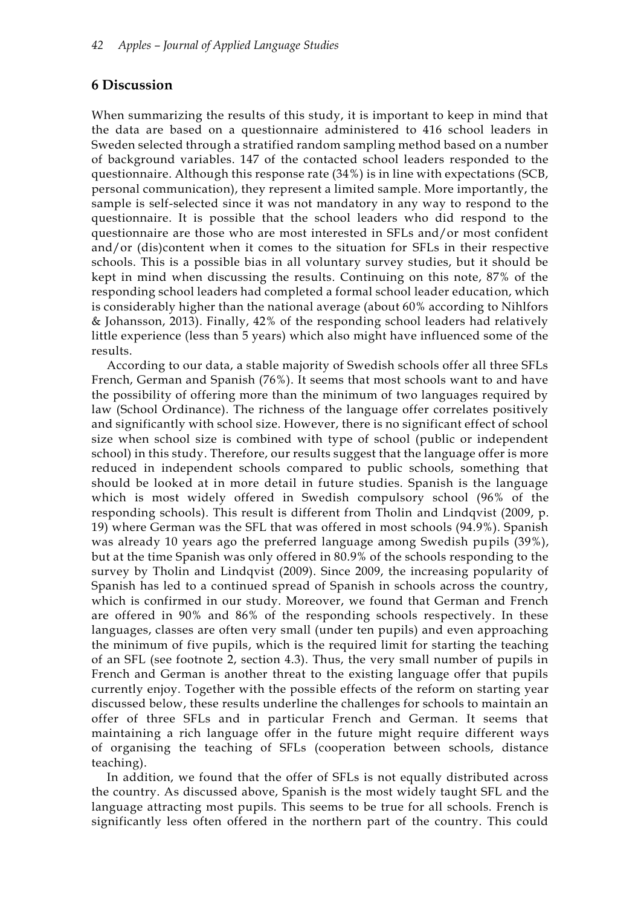## 6 Discussion

When summarizing the results of this study, it is important to keep in mind that the data are based on a questionnaire administered to 416 school leaders in Sweden selected through a stratified random sampling method based on a number of background variables. 147 of the contacted school leaders responded to the questionnaire. Although this response rate (34%) is in line with expectations (SCB, personal communication), they represent a limited sample. More importantly, the sample is self-selected since it was not mandatory in any way to respond to the questionnaire. It is possible that the school leaders who did respond to the questionnaire are those who are most interested in SFLs and/or most confident and/or (dis)content when it comes to the situation for SFLs in their respective schools. This is a possible bias in all voluntary survey studies, but it should be kept in mind when discussing the results. Continuing on this note, 87% of the responding school leaders had completed a formal school leader education, which is considerably higher than the national average (about 60% according to Nihlfors & Johansson, 2013). Finally, 42% of the responding school leaders had relatively little experience (less than 5 years) which also might have influenced some of the results.

According to our data, a stable majority of Swedish schools offer all three SFLs French, German and Spanish (76%). It seems that most schools want to and have the possibility of offering more than the minimum of two languages required by law (School Ordinance). The richness of the language offer correlates positively and significantly with school size. However, there is no significant effect of school size when school size is combined with type of school (public or independent school) in this study. Therefore, our results suggest that the language offer is more reduced in independent schools compared to public schools, something that should be looked at in more detail in future studies. Spanish is the language which is most widely offered in Swedish compulsory school (96% of the responding schools). This result is different from Tholin and Lindqvist (2009, p. 19) where German was the SFL that was offered in most schools (94.9%). Spanish was already 10 years ago the preferred language among Swedish pupils (39%), but at the time Spanish was only offered in 80.9% of the schools responding to the survey by Tholin and Lindqvist (2009). Since 2009, the increasing popularity of Spanish has led to a continued spread of Spanish in schools across the country, which is confirmed in our study. Moreover, we found that German and French are offered in 90% and 86% of the responding schools respectively. In these languages, classes are often very small (under ten pupils) and even approaching the minimum of five pupils, which is the required limit for starting the teaching of an SFL (see footnote 2, section 4.3). Thus, the very small number of pupils in French and German is another threat to the existing language offer that pupils currently enjoy. Together with the possible effects of the reform on starting year discussed below, these results underline the challenges for schools to maintain an offer of three SFLs and in particular French and German. It seems that maintaining a rich language offer in the future might require different ways of organising the teaching of SFLs (cooperation between schools, distance teaching).

In addition, we found that the offer of SFLs is not equally distributed across the country. As discussed above, Spanish is the most widely taught SFL and the language attracting most pupils. This seems to be true for all schools. French is significantly less often offered in the northern part of the country. This could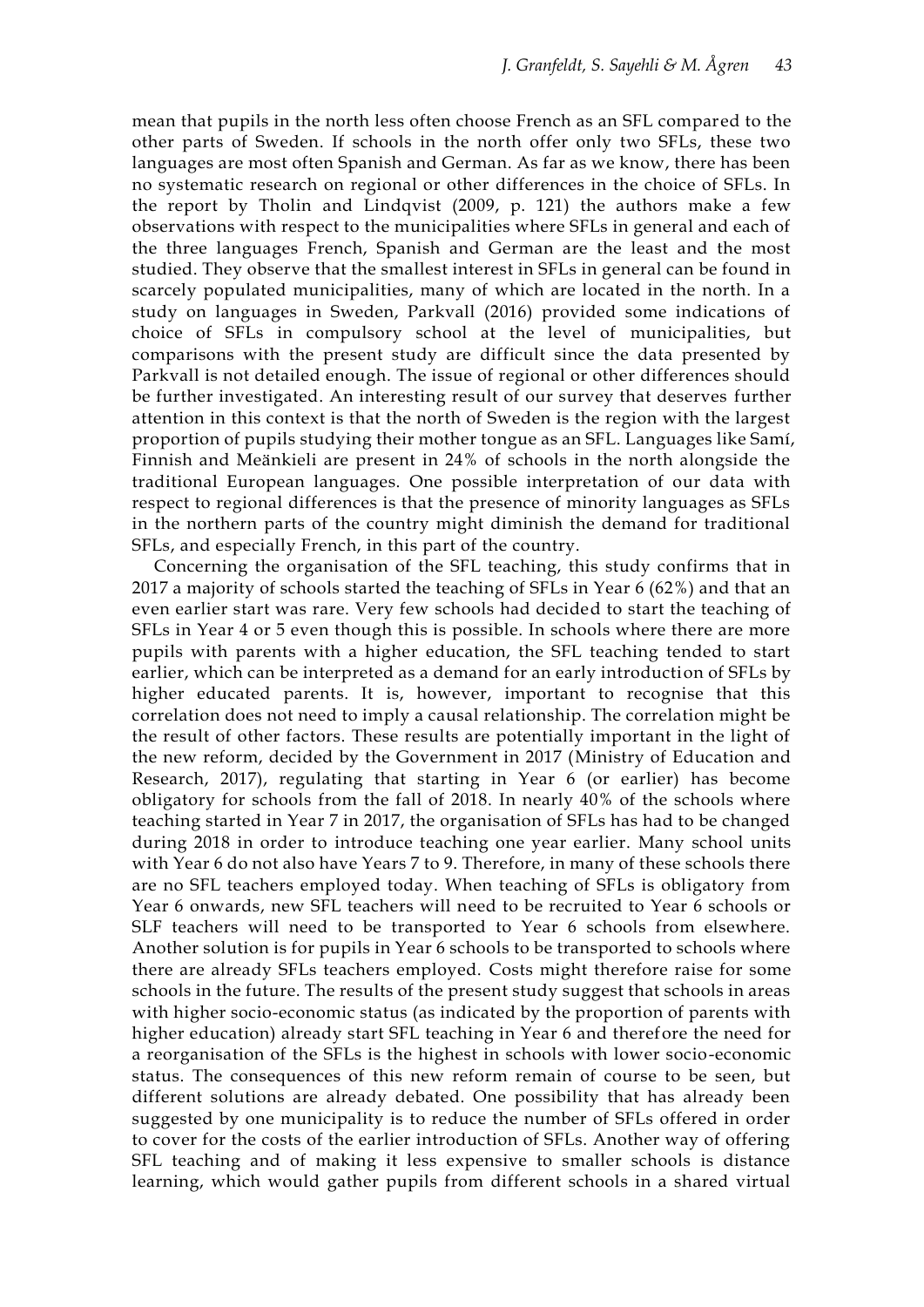mean that pupils in the north less often choose French as an SFL compared to the other parts of Sweden. If schools in the north offer only two SFLs, these two languages are most often Spanish and German. As far as we know, there has been no systematic research on regional or other differences in the choice of SFLs. In the report by Tholin and Lindqvist (2009, p. 121) the authors make a few observations with respect to the municipalities where SFLs in general and each of the three languages French, Spanish and German are the least and the most studied. They observe that the smallest interest in SFLs in general can be found in scarcely populated municipalities, many of which are located in the north. In a study on languages in Sweden, Parkvall (2016) provided some indications of choice of SFLs in compulsory school at the level of municipalities, but comparisons with the present study are difficult since the data presented by Parkvall is not detailed enough. The issue of regional or other differences should be further investigated. An interesting result of our survey that deserves further attention in this context is that the north of Sweden is the region with the largest proportion of pupils studying their mother tongue as an SFL. Languages like Samí, Finnish and Meänkieli are present in 24% of schools in the north alongside the traditional European languages. One possible interpretation of our data with respect to regional differences is that the presence of minority languages as SFLs in the northern parts of the country might diminish the demand for traditional SFLs, and especially French, in this part of the country.

Concerning the organisation of the SFL teaching, this study confirms that in 2017 a majority of schools started the teaching of SFLs in Year 6 (62%) and that an even earlier start was rare. Very few schools had decided to start the teaching of SFLs in Year 4 or 5 even though this is possible. In schools where there are more pupils with parents with a higher education, the SFL teaching tended to start earlier, which can be interpreted as a demand for an early introduction of SFLs by higher educated parents. It is, however, important to recognise that this correlation does not need to imply a causal relationship. The correlation might be the result of other factors. These results are potentially important in the light of the new reform, decided by the Government in 2017 (Ministry of Education and Research, 2017), regulating that starting in Year 6 (or earlier) has become obligatory for schools from the fall of 2018. In nearly 40% of the schools where teaching started in Year 7 in 2017, the organisation of SFLs has had to be changed during 2018 in order to introduce teaching one year earlier. Many school units with Year 6 do not also have Years 7 to 9. Therefore, in many of these schools there are no SFL teachers employed today. When teaching of SFLs is obligatory from Year 6 onwards, new SFL teachers will need to be recruited to Year 6 schools or SLF teachers will need to be transported to Year 6 schools from elsewhere. Another solution is for pupils in Year 6 schools to be transported to schools where there are already SFLs teachers employed. Costs might therefore raise for some schools in the future. The results of the present study suggest that schools in areas with higher socio-economic status (as indicated by the proportion of parents with higher education) already start SFL teaching in Year 6 and therefore the need for a reorganisation of the SFLs is the highest in schools with lower socio-economic status. The consequences of this new reform remain of course to be seen, but different solutions are already debated. One possibility that has already been suggested by one municipality is to reduce the number of SFLs offered in order to cover for the costs of the earlier introduction of SFLs. Another way of offering SFL teaching and of making it less expensive to smaller schools is distance learning, which would gather pupils from different schools in a shared virtual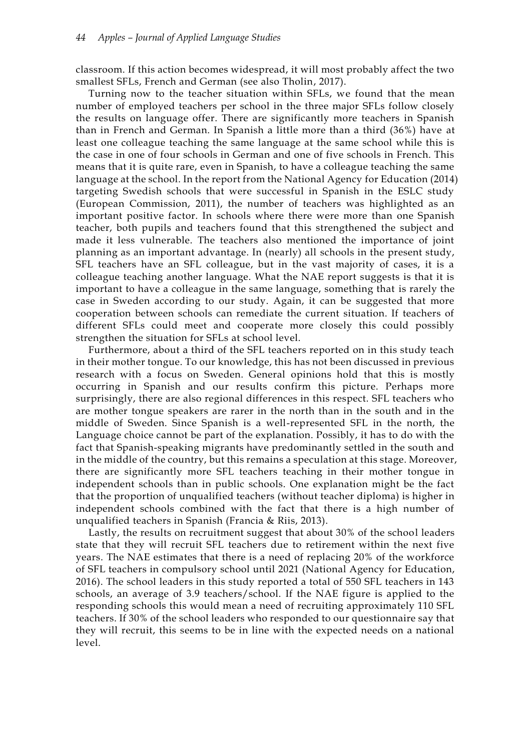classroom. If this action becomes widespread, it will most probably affect the two smallest SFLs, French and German (see also Tholin, 2017).

Turning now to the teacher situation within SFLs, we found that the mean number of employed teachers per school in the three major SFLs follow closely the results on language offer. There are significantly more teachers in Spanish than in French and German. In Spanish a little more than a third (36%) have at least one colleague teaching the same language at the same school while this is the case in one of four schools in German and one of five schools in French. This means that it is quite rare, even in Spanish, to have a colleague teaching the same language at the school. In the report from the National Agency for Education (2014) targeting Swedish schools that were successful in Spanish in the ESLC study (European Commission, 2011), the number of teachers was highlighted as an important positive factor. In schools where there were more than one Spanish teacher, both pupils and teachers found that this strengthened the subject and made it less vulnerable. The teachers also mentioned the importance of joint planning as an important advantage. In (nearly) all schools in the present study, SFL teachers have an SFL colleague, but in the vast majority of cases, it is a colleague teaching another language. What the NAE report suggests is that it is important to have a colleague in the same language, something that is rarely the case in Sweden according to our study. Again, it can be suggested that more cooperation between schools can remediate the current situation. If teachers of different SFLs could meet and cooperate more closely this could possibly strengthen the situation for SFLs at school level.

Furthermore, about a third of the SFL teachers reported on in this study teach in their mother tongue. To our knowledge, this has not been discussed in previous research with a focus on Sweden. General opinions hold that this is mostly occurring in Spanish and our results confirm this picture. Perhaps more surprisingly, there are also regional differences in this respect. SFL teachers who are mother tongue speakers are rarer in the north than in the south and in the middle of Sweden. Since Spanish is a well-represented SFL in the north, the Language choice cannot be part of the explanation. Possibly, it has to do with the fact that Spanish-speaking migrants have predominantly settled in the south and in the middle of the country, but this remains a speculation at this stage. Moreover, there are significantly more SFL teachers teaching in their mother tongue in independent schools than in public schools. One explanation might be the fact that the proportion of unqualified teachers (without teacher diploma) is higher in independent schools combined with the fact that there is a high number of unqualified teachers in Spanish (Francia & Riis, 2013).

Lastly, the results on recruitment suggest that about 30% of the school leaders state that they will recruit SFL teachers due to retirement within the next five years. The NAE estimates that there is a need of replacing 20% of the workforce of SFL teachers in compulsory school until 2021 (National Agency for Education, 2016). The school leaders in this study reported a total of 550 SFL teachers in 143 schools, an average of 3.9 teachers/school. If the NAE figure is applied to the responding schools this would mean a need of recruiting approximately 110 SFL teachers. If 30% of the school leaders who responded to our questionnaire say that they will recruit, this seems to be in line with the expected needs on a national level.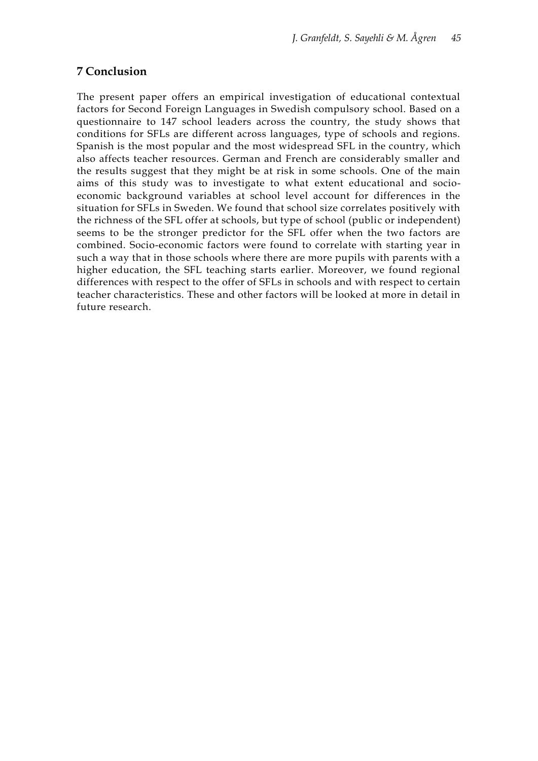## 7 Conclusion

The present paper offers an empirical investigation of educational contextual factors for Second Foreign Languages in Swedish compulsory school. Based on a questionnaire to 147 school leaders across the country, the study shows that conditions for SFLs are different across languages, type of schools and regions. Spanish is the most popular and the most widespread SFL in the country, which also affects teacher resources. German and French are considerably smaller and the results suggest that they might be at risk in some schools. One of the main aims of this study was to investigate to what extent educational and socio-economic background variables at school level account for differences in the situation for SFLs in Sweden. We found that school size correlates positively with the richness of the SFL offer at schools, but type of school (public or independent) seems to be the stronger predictor for the SFL offer when the two factors are combined. Socio-economic factors were found to correlate with starting year in such a way that in those schools where there are more pupils with parents with a higher education, the SFL teaching starts earlier. Moreover, we found regional differences with respect to the offer of SFLs in schools and with respect to certain teacher characteristics. These and other factors will be looked at more in detail in future research.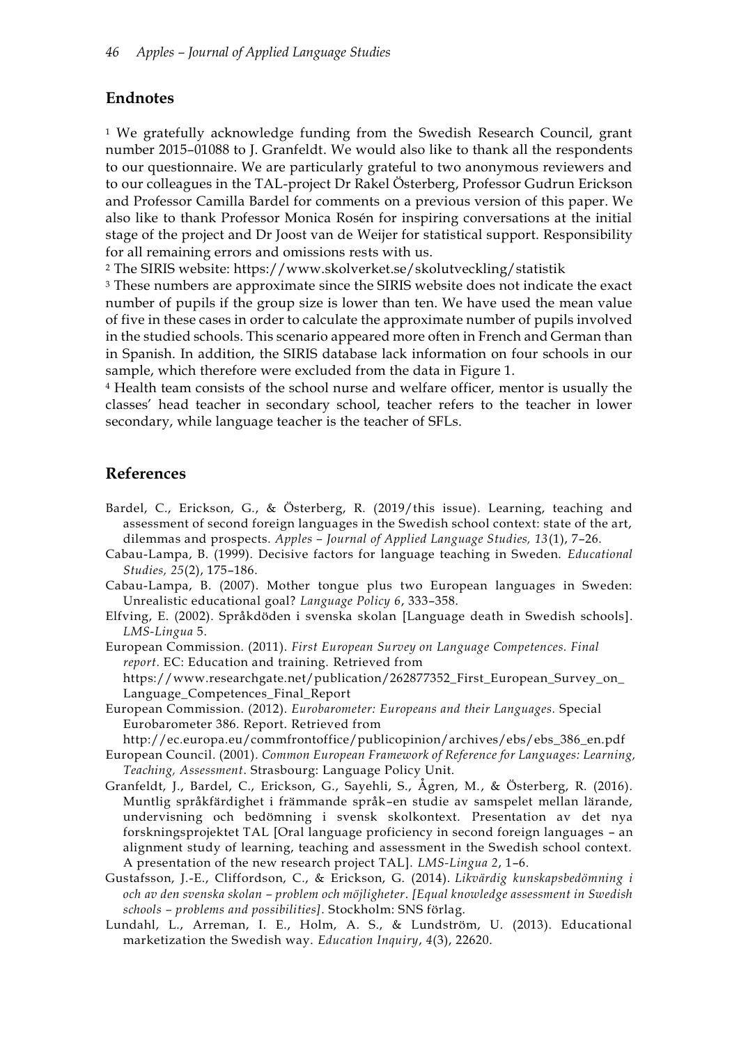## Endnotes

[1] We gratefully acknowledge funding from the Swedish Research Council, grant number 2015–01088 to J. Granfeldt. We would also like to thank all the respondents to our questionnaire. We are particularly grateful to two anonymous reviewers and to our colleagues in the TAL-project Dr Rakel Österberg, Professor Gudrun Erickson and Professor Camilla Bardel for comments on a previous version of this paper. We also like to thank Professor Monica Rosén for inspiring conversations at the initial stage of the project and Dr Joost van de Weijer for statistical support. Responsibility for all remaining errors and omissions rests with us.

[2] The SIRIS website: https://www.skolverket.se/skolutveckling/statistik

[3] These numbers are approximate since the SIRIS website does not indicate the exact number of pupils if the group size is lower than ten. We have used the mean value of five in these cases in order to calculate the approximate number of pupils involved in the studied schools. This scenario appeared more often in French and German than in Spanish. In addition, the SIRIS database lack information on four schools in our sample, which therefore were excluded from the data in Figure 1.

[4] Health team consists of the school nurse and welfare officer, mentor is usually the classes' head teacher in secondary school, teacher refers to the teacher in lower secondary, while language teacher is the teacher of SFLs.

## References

Bardel, C., Erickson, G., & Österberg, R. (2019/this issue). Learning, teaching and assessment of second foreign languages in the Swedish school context: state of the art, dilemmas and prospects. *Apples – Journal of Applied Language Studies, 13*(1), 7–26.

Cabau-Lampa, B. (1999). Decisive factors for language teaching in Sweden. *Educational Studies, 25*(2), 175–186.

Cabau-Lampa, B. (2007). Mother tongue plus two European languages in Sweden: Unrealistic educational goal? *Language Policy 6*, 333–358.

Elfving, E. (2002). Språkdöden i svenska skolan [Language death in Swedish schools]. *LMS-Lingua* 5.

European Commission. (2011). *First European Survey on Language Competences. Final report*. EC: Education and training. Retrieved from https://www.researchgate.net/publication/262877352_First_European_Survey_on_Language_Competences_Final_Report

European Commission. (2012). *Eurobarometer: Europeans and their Languages.* Special Eurobarometer 386. Report. Retrieved from http://ec.europa.eu/commfrontoffice/publicopinion/archives/ebs/ebs_386_en.pdf

European Council. (2001). *Common European Framework of Reference for Languages: Learning, Teaching, Assessment*. Strasbourg: Language Policy Unit.

Granfeldt, J., Bardel, C., Erickson, G., Sayehli, S., Ågren, M., & Österberg, R. (2016). Muntlig språkfärdighet i främmande språk–en studie av samspelet mellan lärande, undervisning och bedömning i svensk skolkontext. Presentation av det nya forskningsprojektet TAL [Oral language proficiency in second foreign languages – an alignment study of learning, teaching and assessment in the Swedish school context. A presentation of the new research project TAL]. *LMS-Lingua 2*, 1–6.

Gustafsson, J.-E., Cliffordson, C., & Erickson, G. (2014). *Likvärdig kunskapsbedömning i och av den svenska skolan – problem och möjligheter*. *[Equal knowledge assessment in Swedish schools – problems and possibilities]*. Stockholm: SNS förlag.

Lundahl, L., Arreman, I. E., Holm, A. S., & Lundström, U. (2013). Educational marketization the Swedish way. *Education Inquiry*, *4*(3), 22620.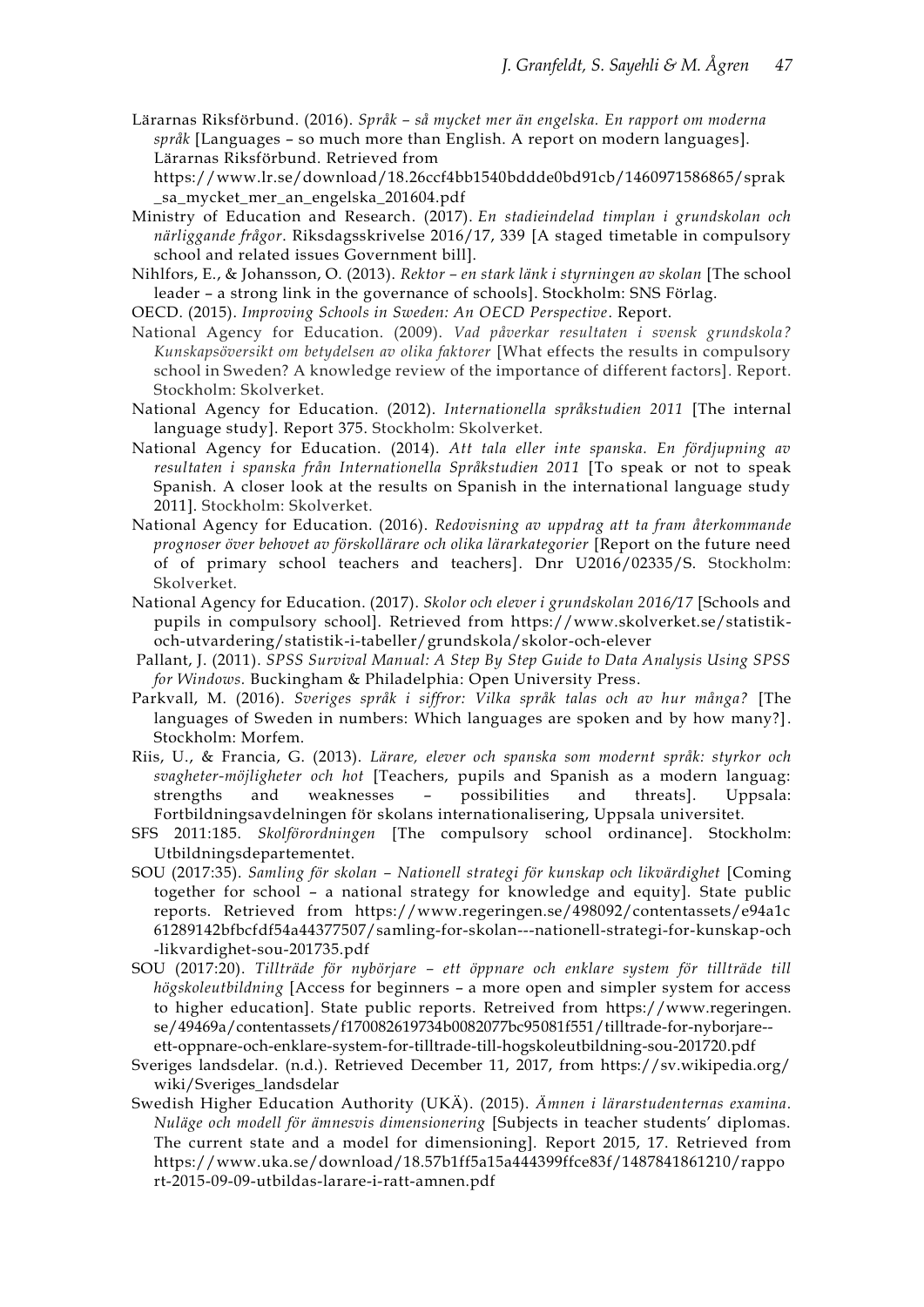Lärarnas Riksförbund. (2016). *Språk – så mycket mer än engelska. En rapport om moderna språk* [Languages – so much more than English. A report on modern languages]. Lärarnas Riksförbund. Retrieved from https://www.lr.se/download/18.26ccf4bb1540bddde0bd91cb/1460971586865/sprak_sa_mycket_mer_an_engelska_201604.pdf

Ministry of Education and Research. (2017). *En stadieindelad timplan i grundskolan och närliggande frågor*. Riksdagsskrivelse 2016/17, 339 [A staged timetable in compulsory school and related issues Government bill].

Nihlfors, E., & Johansson, O. (2013). *Rektor – en stark länk i styrningen av skolan* [The school leader – a strong link in the governance of schools]. Stockholm: SNS Förlag.

OECD. (2015). *Improving Schools in Sweden: An OECD Perspective*. Report.

National Agency for Education. (2009). *Vad påverkar resultaten i svensk grundskola? Kunskapsöversikt om betydelsen av olika faktorer* [What effects the results in compulsory school in Sweden? A knowledge review of the importance of different factors]. Report. Stockholm: Skolverket.

National Agency for Education. (2012). *Internationella språkstudien 2011* [The internal language study]. Report 375. Stockholm: Skolverket.

National Agency for Education. (2014). *Att tala eller inte spanska. En fördjupning av resultaten i spanska från Internationella Språkstudien 2011* [To speak or not to speak Spanish. A closer look at the results on Spanish in the international language study 2011]. Stockholm: Skolverket.

National Agency for Education. (2016). *Redovisning av uppdrag att ta fram återkommande prognoser över behovet av förskollärare och olika lärarkategorier* [Report on the future need of of primary school teachers and teachers]. Dnr U2016/02335/S. Stockholm: Skolverket.

National Agency for Education. (2017). *Skolor och elever i grundskolan 2016/17* [Schools and pupils in compulsory school]. Retrieved from https://www.skolverket.se/statistik-och-utvardering/statistik-i-tabeller/grundskola/skolor-och-elever

Pallant, J. (2011). *SPSS Survival Manual: A Step By Step Guide to Data Analysis Using SPSS for Windows*. Buckingham & Philadelphia: Open University Press.

Parkvall, M. (2016). *Sveriges språk i siffror: Vilka språk talas och av hur många?* [The languages of Sweden in numbers: Which languages are spoken and by how many?]. Stockholm: Morfem.

Riis, U., & Francia, G. (2013). *Lärare, elever och spanska som modernt språk: styrkor och svagheter-möjligheter och hot* [Teachers, pupils and Spanish as a modern languag: strengths and weaknesses – possibilities and threats]. Uppsala: Fortbildningsavdelningen för skolans internationalisering, Uppsala universitet.

SFS 2011:185. *Skolförordningen* [The compulsory school ordinance]. Stockholm: Utbildningsdepartementet.

SOU (2017:35). *Samling för skolan – Nationell strategi för kunskap och likvärdighet* [Coming together for school – a national strategy for knowledge and equity]. State public reports. Retrieved from https://www.regeringen.se/498092/contentassets/e94a1c61289142bfbcfdf54a44377507/samling-for-skolan---nationell-strategi-for-kunskap-och-likvardighet-sou-201735.pdf

SOU (2017:20). *Tillträde för nybörjare – ett öppnare och enklare system för tillträde till högskoleutbildning* [Access for beginners – a more open and simpler system for access to higher education]. State public reports. Retreived from https://www.regeringen.se/49469a/contentassets/f170082619734b0082077bc95081f551/tilltrade-for-nyborjare--ett-oppnare-och-enklare-system-for-tilltrade-till-hogskoleutbildning-sou-201720.pdf

Sveriges landsdelar. (n.d.). Retrieved December 11, 2017, from https://sv.wikipedia.org/wiki/Sveriges_landsdelar

Swedish Higher Education Authority (UKÄ). (2015). *Ämnen i lärarstudenternas examina. Nuläge och modell för ämnesvis dimensionering* [Subjects in teacher students' diplomas. The current state and a model for dimensioning]. Report 2015, 17. Retrieved from https://www.uka.se/download/18.57b1ff5a15a444399ffce83f/1487841861210/rapport-2015-09-09-utbildas-larare-i-ratt-amnen.pdf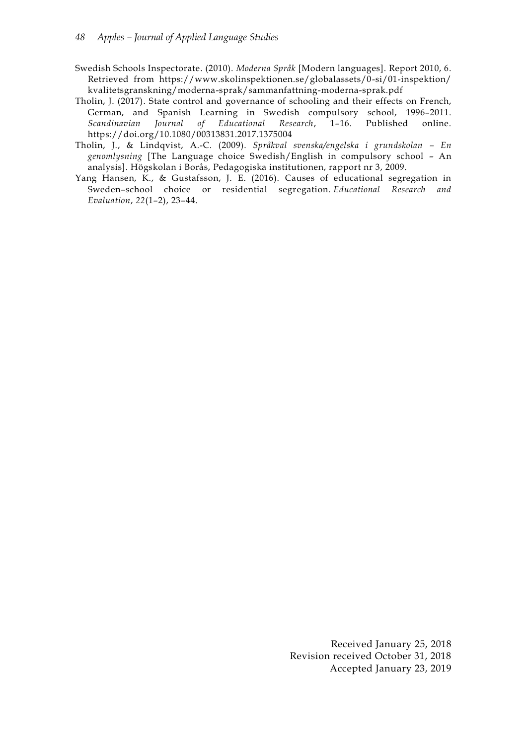Swedish Schools Inspectorate. (2010). *Moderna Språk* [Modern languages]. Report 2010, 6. Retrieved from https://www.skolinspektionen.se/globalassets/0-si/01-inspektion/kvalitetsgranskning/moderna-sprak/sammanfattning-moderna-sprak.pdf

Tholin, J. (2017). State control and governance of schooling and their effects on French, German, and Spanish Learning in Swedish compulsory school, 1996–2011. *Scandinavian Journal of Educational Research*, 1–16. Published online. https://doi.org/10.1080/00313831.2017.1375004

Tholin, J., & Lindqvist, A.-C. (2009). *Språkval svenska/engelska i grundskolan – En genomlysning* [The Language choice Swedish/English in compulsory school – An analysis]. Högskolan i Borås, Pedagogiska institutionen, rapport nr 3, 2009.

Yang Hansen, K., & Gustafsson, J. E. (2016). Causes of educational segregation in Sweden–school choice or residential segregation. *Educational Research and Evaluation*, *22*(1–2), 23–44.

Received January 25, 2018
Revision received October 31, 2018
Accepted January 23, 2019